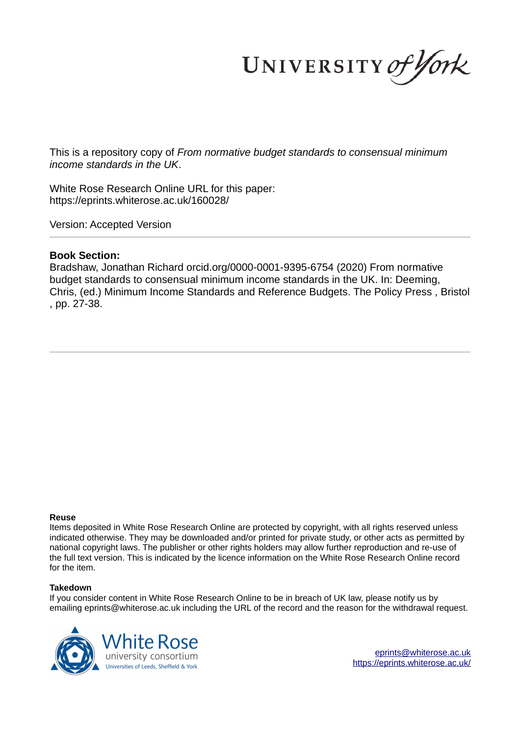UNIVERSITY of York

This is a repository copy of *From normative budget standards to consensual minimum income standards in the UK*.

White Rose Research Online URL for this paper:
https://eprints.whiterose.ac.uk/160028/

Version: Accepted Version

**Book Section:**

Bradshaw, Jonathan Richard orcid.org/0000-0001-9395-6754 (2020) From normative budget standards to consensual minimum income standards in the UK. In: Deeming, Chris, (ed.) Minimum Income Standards and Reference Budgets. The Policy Press , Bristol , pp. 27-38.

**Reuse**

Items deposited in White Rose Research Online are protected by copyright, with all rights reserved unless indicated otherwise. They may be downloaded and/or printed for private study, or other acts as permitted by national copyright laws. The publisher or other rights holders may allow further reproduction and re-use of the full text version. This is indicated by the licence information on the White Rose Research Online record for the item.

**Takedown**

If you consider content in White Rose Research Online to be in breach of UK law, please notify us by emailing eprints@whiterose.ac.uk including the URL of the record and the reason for the withdrawal request.

White Rose university consortium
Universities of Leeds, Sheffield & York

eprints@whiterose.ac.uk
https://eprints.whiterose.ac.uk/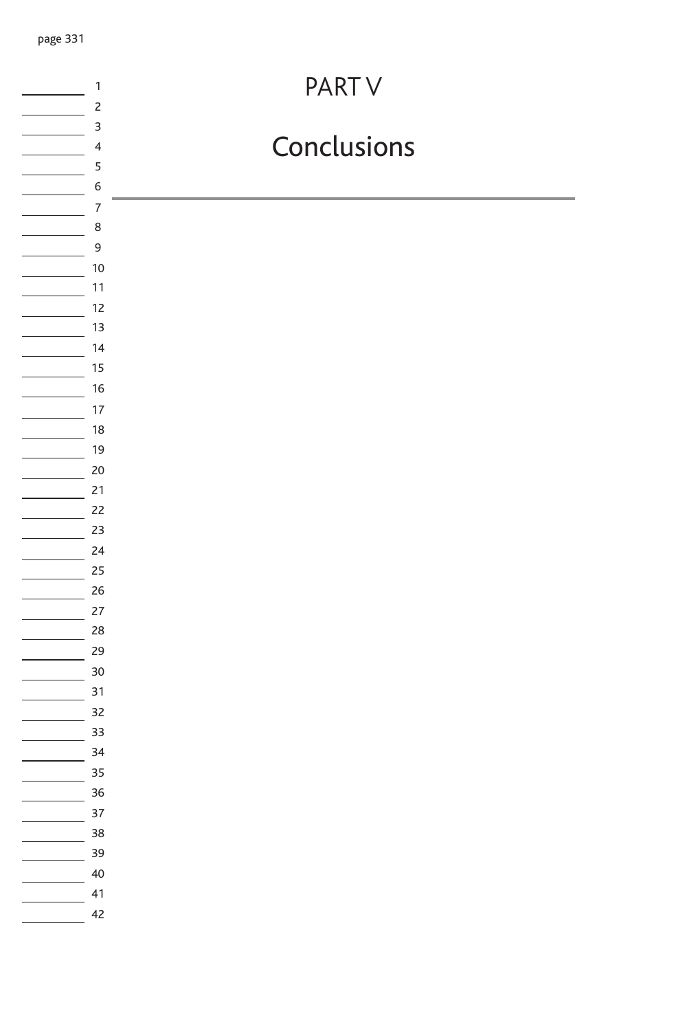# PART V

# Conclusions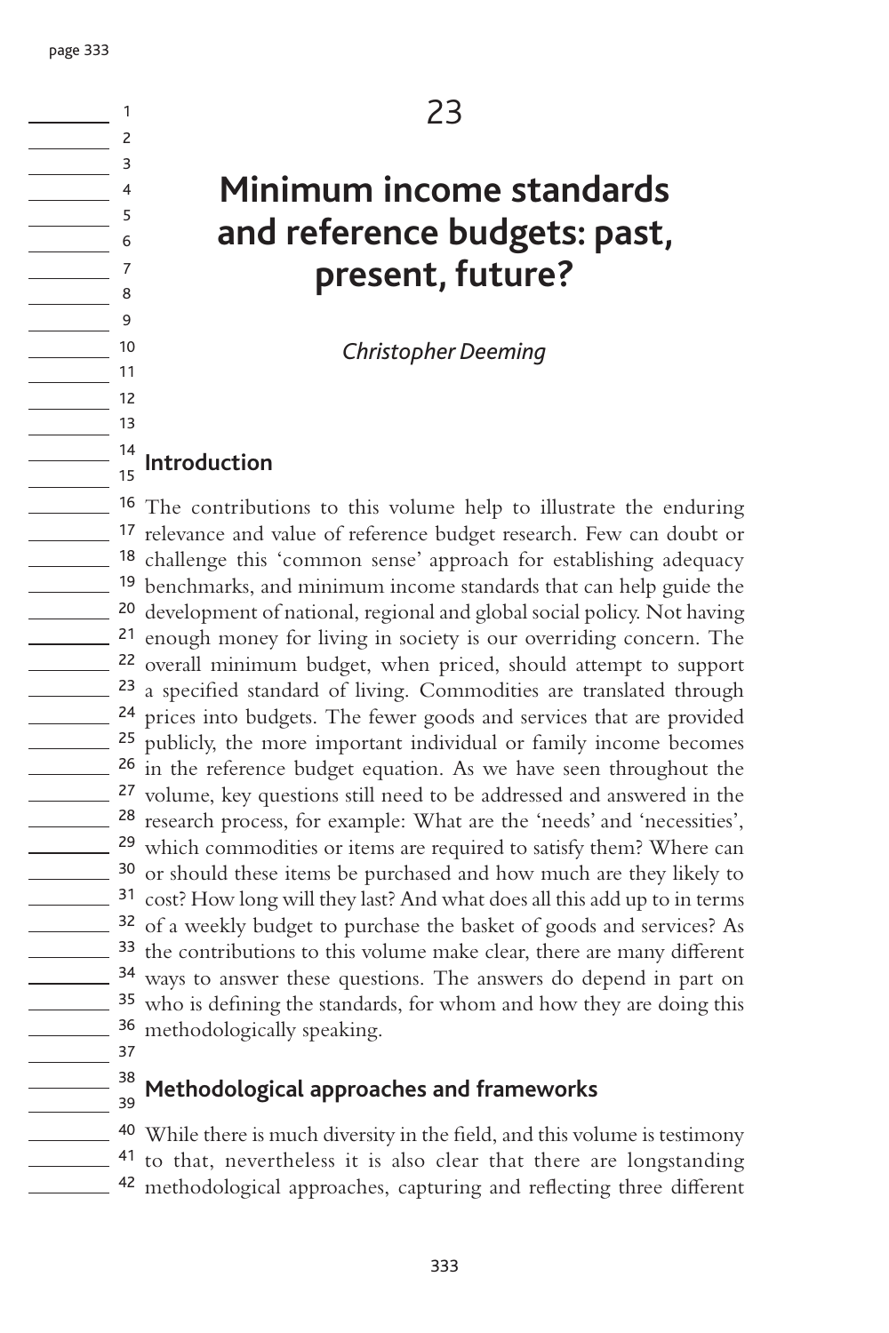# 23

# Minimum income standards and reference budgets: past, present, future?

*Christopher Deeming*

## Introduction

The contributions to this volume help to illustrate the enduring relevance and value of reference budget research. Few can doubt or challenge this 'common sense' approach for establishing adequacy benchmarks, and minimum income standards that can help guide the development of national, regional and global social policy. Not having enough money for living in society is our overriding concern. The overall minimum budget, when priced, should attempt to support a specified standard of living. Commodities are translated through prices into budgets. The fewer goods and services that are provided publicly, the more important individual or family income becomes in the reference budget equation. As we have seen throughout the volume, key questions still need to be addressed and answered in the research process, for example: What are the 'needs' and 'necessities', which commodities or items are required to satisfy them? Where can or should these items be purchased and how much are they likely to cost? How long will they last? And what does all this add up to in terms of a weekly budget to purchase the basket of goods and services? As the contributions to this volume make clear, there are many different ways to answer these questions. The answers do depend in part on who is defining the standards, for whom and how they are doing this methodologically speaking.

## Methodological approaches and frameworks

While there is much diversity in the field, and this volume is testimony to that, nevertheless it is also clear that there are longstanding methodological approaches, capturing and reflecting three different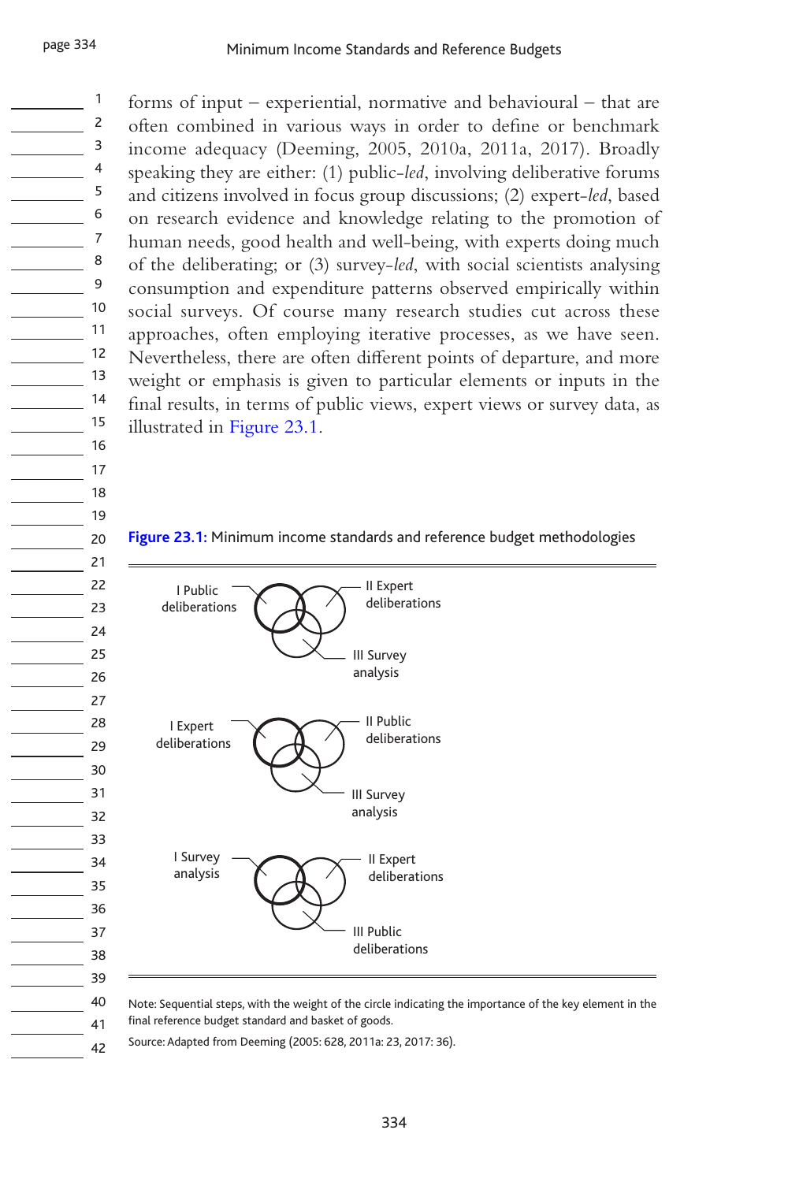forms of input – experiential, normative and behavioural – that are often combined in various ways in order to define or benchmark income adequacy (Deeming, 2005, 2010a, 2011a, 2017). Broadly speaking they are either: (1) public-*led*, involving deliberative forums and citizens involved in focus group discussions; (2) expert-*led*, based on research evidence and knowledge relating to the promotion of human needs, good health and well-being, with experts doing much of the deliberating; or (3) survey-*led*, with social scientists analysing consumption and expenditure patterns observed empirically within social surveys. Of course many research studies cut across these approaches, often employing iterative processes, as we have seen. Nevertheless, there are often different points of departure, and more weight or emphasis is given to particular elements or inputs in the final results, in terms of public views, expert views or survey data, as illustrated in Figure 23.1.

**Figure 23.1:** Minimum income standards and reference budget methodologies

I Public deliberations
II Expert deliberations
III Survey analysis

I Expert deliberations
II Public deliberations
III Survey analysis

I Survey analysis
II Expert deliberations
III Public deliberations

Note: Sequential steps, with the weight of the circle indicating the importance of the key element in the final reference budget standard and basket of goods.

Source: Adapted from Deeming (2005: 628, 2011a: 23, 2017: 36).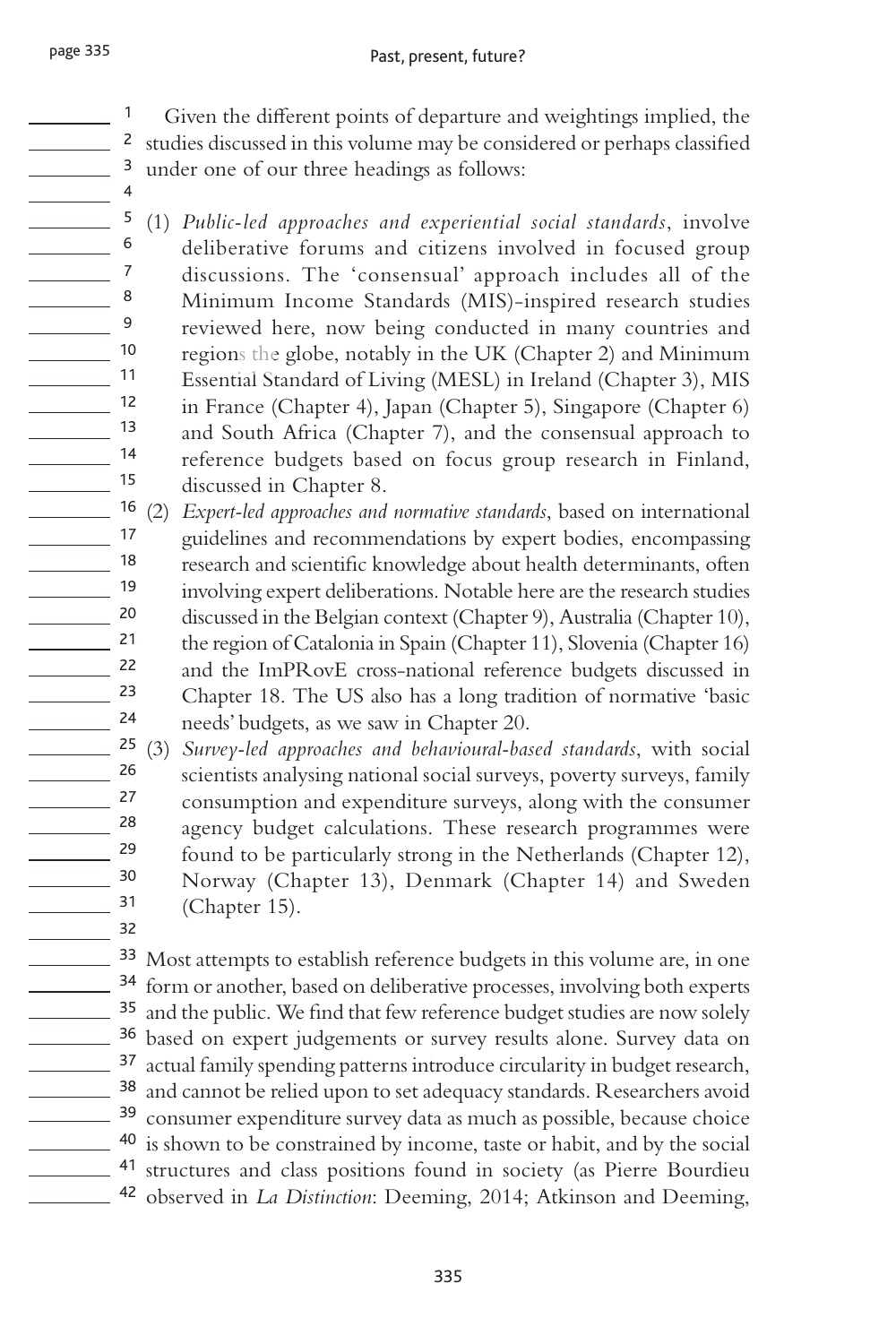Given the different points of departure and weightings implied, the studies discussed in this volume may be considered or perhaps classified under one of our three headings as follows:

(1) *Public-led approaches and experiential social standards*, involve deliberative forums and citizens involved in focused group discussions. The 'consensual' approach includes all of the Minimum Income Standards (MIS)-inspired research studies reviewed here, now being conducted in many countries and regions the globe, notably in the UK (Chapter 2) and Minimum Essential Standard of Living (MESL) in Ireland (Chapter 3), MIS in France (Chapter 4), Japan (Chapter 5), Singapore (Chapter 6) and South Africa (Chapter 7), and the consensual approach to reference budgets based on focus group research in Finland, discussed in Chapter 8.

(2) *Expert-led approaches and normative standards*, based on international guidelines and recommendations by expert bodies, encompassing research and scientific knowledge about health determinants, often involving expert deliberations. Notable here are the research studies discussed in the Belgian context (Chapter 9), Australia (Chapter 10), the region of Catalonia in Spain (Chapter 11), Slovenia (Chapter 16) and the ImPRovE cross-national reference budgets discussed in Chapter 18. The US also has a long tradition of normative 'basic needs' budgets, as we saw in Chapter 20.

(3) *Survey-led approaches and behavioural-based standards*, with social scientists analysing national social surveys, poverty surveys, family consumption and expenditure surveys, along with the consumer agency budget calculations. These research programmes were found to be particularly strong in the Netherlands (Chapter 12), Norway (Chapter 13), Denmark (Chapter 14) and Sweden (Chapter 15).

Most attempts to establish reference budgets in this volume are, in one form or another, based on deliberative processes, involving both experts and the public. We find that few reference budget studies are now solely based on expert judgements or survey results alone. Survey data on actual family spending patterns introduce circularity in budget research, and cannot be relied upon to set adequacy standards. Researchers avoid consumer expenditure survey data as much as possible, because choice is shown to be constrained by income, taste or habit, and by the social structures and class positions found in society (as Pierre Bourdieu observed in *La Distinction*: Deeming, 2014; Atkinson and Deeming,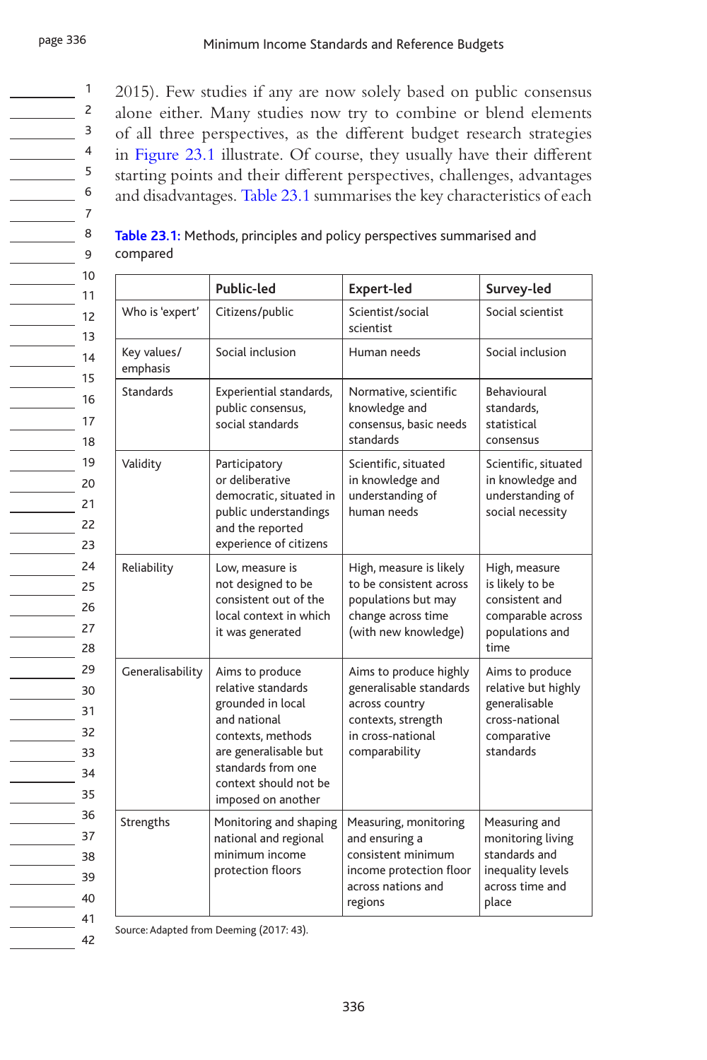2015). Few studies if any are now solely based on public consensus alone either. Many studies now try to combine or blend elements of all three perspectives, as the different budget research strategies in Figure 23.1 illustrate. Of course, they usually have their different starting points and their different perspectives, challenges, advantages and disadvantages. Table 23.1 summarises the key characteristics of each

**Table 23.1:** Methods, principles and policy perspectives summarised and compared

| | Public-led | Expert-led | Survey-led |
|---|---|---|---|
| Who is 'expert' | Citizens/public | Scientist/social scientist | Social scientist |
| Key values/ emphasis | Social inclusion | Human needs | Social inclusion |
| Standards | Experiential standards, public consensus, social standards | Normative, scientific knowledge and consensus, basic needs standards | Behavioural standards, statistical consensus |
| Validity | Participatory or deliberative democratic, situated in public understandings and the reported experience of citizens | Scientific, situated in knowledge and understanding of human needs | Scientific, situated in knowledge and understanding of social necessity |
| Reliability | Low, measure is not designed to be consistent out of the local context in which it was generated | High, measure is likely to be consistent across populations but may change across time (with new knowledge) | High, measure is likely to be consistent and comparable across populations and time |
| Generalisability | Aims to produce relative standards grounded in local and national contexts, methods are generalisable but standards from one context should not be imposed on another | Aims to produce highly generalisable standards across country contexts, strength in cross-national comparability | Aims to produce relative but highly generalisable cross-national comparative standards |
| Strengths | Monitoring and shaping national and regional minimum income protection floors | Measuring, monitoring and ensuring a consistent minimum income protection floor across nations and regions | Measuring and monitoring living standards and inequality levels across time and place |

Source: Adapted from Deeming (2017: 43).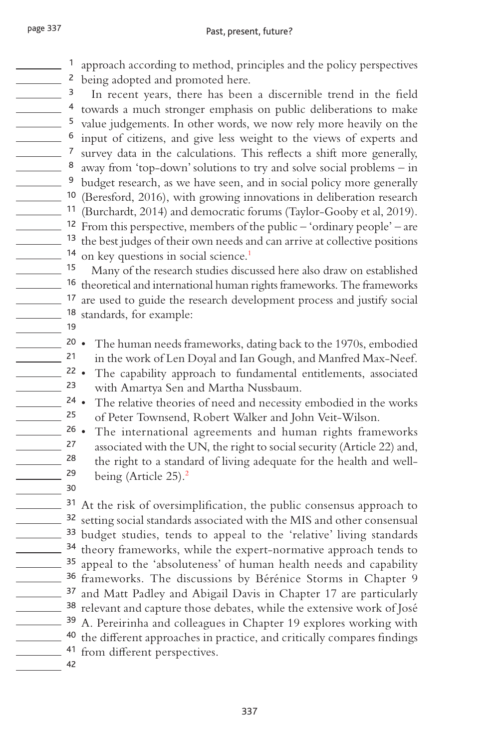approach according to method, principles and the policy perspectives being adopted and promoted here.

In recent years, there has been a discernible trend in the field towards a much stronger emphasis on public deliberations to make value judgements. In other words, we now rely more heavily on the input of citizens, and give less weight to the views of experts and survey data in the calculations. This reflects a shift more generally, away from 'top-down' solutions to try and solve social problems – in budget research, as we have seen, and in social policy more generally (Beresford, 2016), with growing innovations in deliberation research (Burchardt, 2014) and democratic forums (Taylor-Gooby et al, 2019). From this perspective, members of the public – 'ordinary people' – are the best judges of their own needs and can arrive at collective positions on key questions in social science.[1]

Many of the research studies discussed here also draw on established theoretical and international human rights frameworks. The frameworks are used to guide the research development process and justify social standards, for example:

- The human needs frameworks, dating back to the 1970s, embodied in the work of Len Doyal and Ian Gough, and Manfred Max-Neef.
- The capability approach to fundamental entitlements, associated with Amartya Sen and Martha Nussbaum.
- The relative theories of need and necessity embodied in the works of Peter Townsend, Robert Walker and John Veit-Wilson.
- The international agreements and human rights frameworks associated with the UN, the right to social security (Article 22) and, the right to a standard of living adequate for the health and well-being (Article 25).[2]

At the risk of oversimplification, the public consensus approach to setting social standards associated with the MIS and other consensual budget studies, tends to appeal to the 'relative' living standards theory frameworks, while the expert-normative approach tends to appeal to the 'absoluteness' of human health needs and capability frameworks. The discussions by Bérénice Storms in Chapter 9 and Matt Padley and Abigail Davis in Chapter 17 are particularly relevant and capture those debates, while the extensive work of José A. Pereirinha and colleagues in Chapter 19 explores working with the different approaches in practice, and critically compares findings from different perspectives.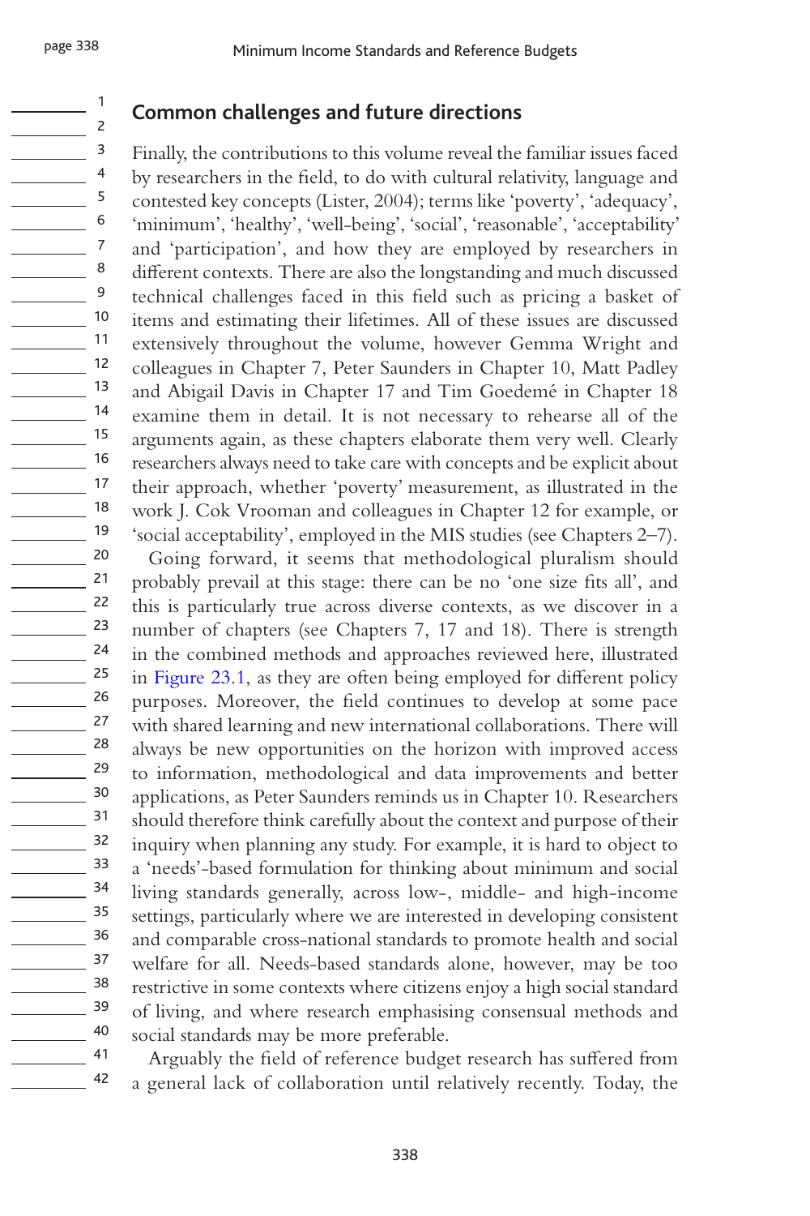## Common challenges and future directions

Finally, the contributions to this volume reveal the familiar issues faced by researchers in the field, to do with cultural relativity, language and contested key concepts (Lister, 2004); terms like 'poverty', 'adequacy', 'minimum', 'healthy', 'well-being', 'social', 'reasonable', 'acceptability' and 'participation', and how they are employed by researchers in different contexts. There are also the longstanding and much discussed technical challenges faced in this field such as pricing a basket of items and estimating their lifetimes. All of these issues are discussed extensively throughout the volume, however Gemma Wright and colleagues in Chapter 7, Peter Saunders in Chapter 10, Matt Padley and Abigail Davis in Chapter 17 and Tim Goedemé in Chapter 18 examine them in detail. It is not necessary to rehearse all of the arguments again, as these chapters elaborate them very well. Clearly researchers always need to take care with concepts and be explicit about their approach, whether 'poverty' measurement, as illustrated in the work J. Cok Vrooman and colleagues in Chapter 12 for example, or 'social acceptability', employed in the MIS studies (see Chapters 2–7).

Going forward, it seems that methodological pluralism should probably prevail at this stage: there can be no 'one size fits all', and this is particularly true across diverse contexts, as we discover in a number of chapters (see Chapters 7, 17 and 18). There is strength in the combined methods and approaches reviewed here, illustrated in Figure 23.1, as they are often being employed for different policy purposes. Moreover, the field continues to develop at some pace with shared learning and new international collaborations. There will always be new opportunities on the horizon with improved access to information, methodological and data improvements and better applications, as Peter Saunders reminds us in Chapter 10. Researchers should therefore think carefully about the context and purpose of their inquiry when planning any study. For example, it is hard to object to a 'needs'-based formulation for thinking about minimum and social living standards generally, across low-, middle- and high-income settings, particularly where we are interested in developing consistent and comparable cross-national standards to promote health and social welfare for all. Needs-based standards alone, however, may be too restrictive in some contexts where citizens enjoy a high social standard of living, and where research emphasising consensual methods and social standards may be more preferable.

Arguably the field of reference budget research has suffered from a general lack of collaboration until relatively recently. Today, the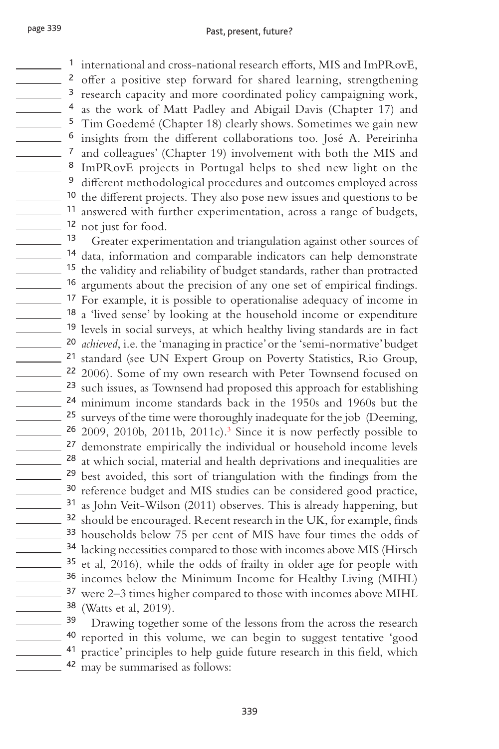international and cross-national research efforts, MIS and ImPRovE, offer a positive step forward for shared learning, strengthening research capacity and more coordinated policy campaigning work, as the work of Matt Padley and Abigail Davis (Chapter 17) and Tim Goedemé (Chapter 18) clearly shows. Sometimes we gain new insights from the different collaborations too. José A. Pereirinha and colleagues' (Chapter 19) involvement with both the MIS and ImPRovE projects in Portugal helps to shed new light on the different methodological procedures and outcomes employed across the different projects. They also pose new issues and questions to be answered with further experimentation, across a range of budgets, not just for food.

Greater experimentation and triangulation against other sources of data, information and comparable indicators can help demonstrate the validity and reliability of budget standards, rather than protracted arguments about the precision of any one set of empirical findings. For example, it is possible to operationalise adequacy of income in a 'lived sense' by looking at the household income or expenditure levels in social surveys, at which healthy living standards are in fact *achieved*, i.e. the 'managing in practice' or the 'semi-normative' budget standard (see UN Expert Group on Poverty Statistics, Rio Group, 2006). Some of my own research with Peter Townsend focused on such issues, as Townsend had proposed this approach for establishing minimum income standards back in the 1950s and 1960s but the surveys of the time were thoroughly inadequate for the job (Deeming, 2009, 2010b, 2011b, 2011c).[3] Since it is now perfectly possible to demonstrate empirically the individual or household income levels at which social, material and health deprivations and inequalities are best avoided, this sort of triangulation with the findings from the reference budget and MIS studies can be considered good practice, as John Veit-Wilson (2011) observes. This is already happening, but should be encouraged. Recent research in the UK, for example, finds households below 75 per cent of MIS have four times the odds of lacking necessities compared to those with incomes above MIS (Hirsch et al, 2016), while the odds of frailty in older age for people with incomes below the Minimum Income for Healthy Living (MIHL) were 2–3 times higher compared to those with incomes above MIHL (Watts et al, 2019).

Drawing together some of the lessons from the across the research reported in this volume, we can begin to suggest tentative 'good practice' principles to help guide future research in this field, which may be summarised as follows: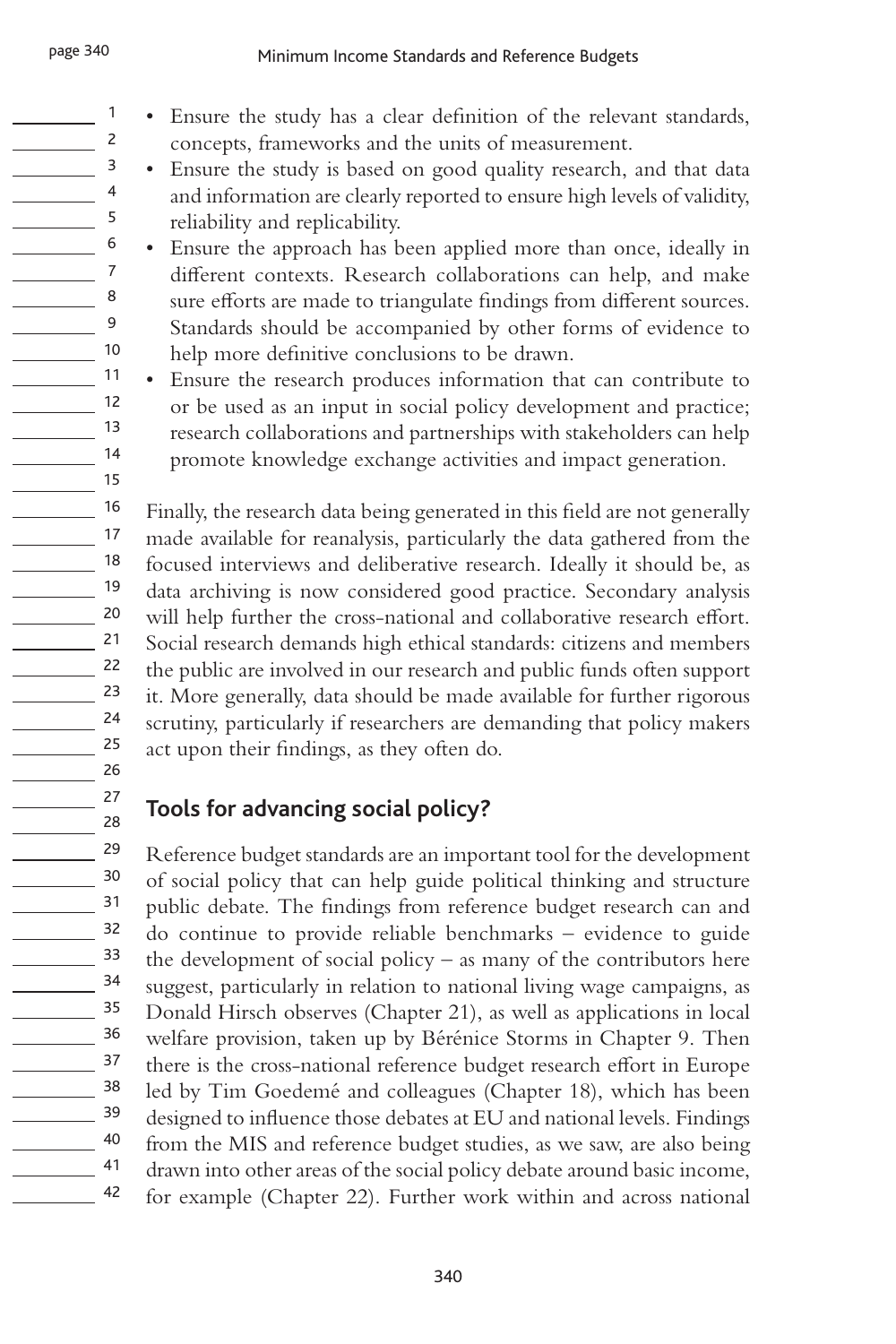- Ensure the study has a clear definition of the relevant standards, concepts, frameworks and the units of measurement.
- Ensure the study is based on good quality research, and that data and information are clearly reported to ensure high levels of validity, reliability and replicability.
- Ensure the approach has been applied more than once, ideally in different contexts. Research collaborations can help, and make sure efforts are made to triangulate findings from different sources. Standards should be accompanied by other forms of evidence to help more definitive conclusions to be drawn.
- Ensure the research produces information that can contribute to or be used as an input in social policy development and practice; research collaborations and partnerships with stakeholders can help promote knowledge exchange activities and impact generation.

Finally, the research data being generated in this field are not generally made available for reanalysis, particularly the data gathered from the focused interviews and deliberative research. Ideally it should be, as data archiving is now considered good practice. Secondary analysis will help further the cross-national and collaborative research effort. Social research demands high ethical standards: citizens and members the public are involved in our research and public funds often support it. More generally, data should be made available for further rigorous scrutiny, particularly if researchers are demanding that policy makers act upon their findings, as they often do.

## Tools for advancing social policy?

Reference budget standards are an important tool for the development of social policy that can help guide political thinking and structure public debate. The findings from reference budget research can and do continue to provide reliable benchmarks – evidence to guide the development of social policy – as many of the contributors here suggest, particularly in relation to national living wage campaigns, as Donald Hirsch observes (Chapter 21), as well as applications in local welfare provision, taken up by Bérénice Storms in Chapter 9. Then there is the cross-national reference budget research effort in Europe led by Tim Goedemé and colleagues (Chapter 18), which has been designed to influence those debates at EU and national levels. Findings from the MIS and reference budget studies, as we saw, are also being drawn into other areas of the social policy debate around basic income, for example (Chapter 22). Further work within and across national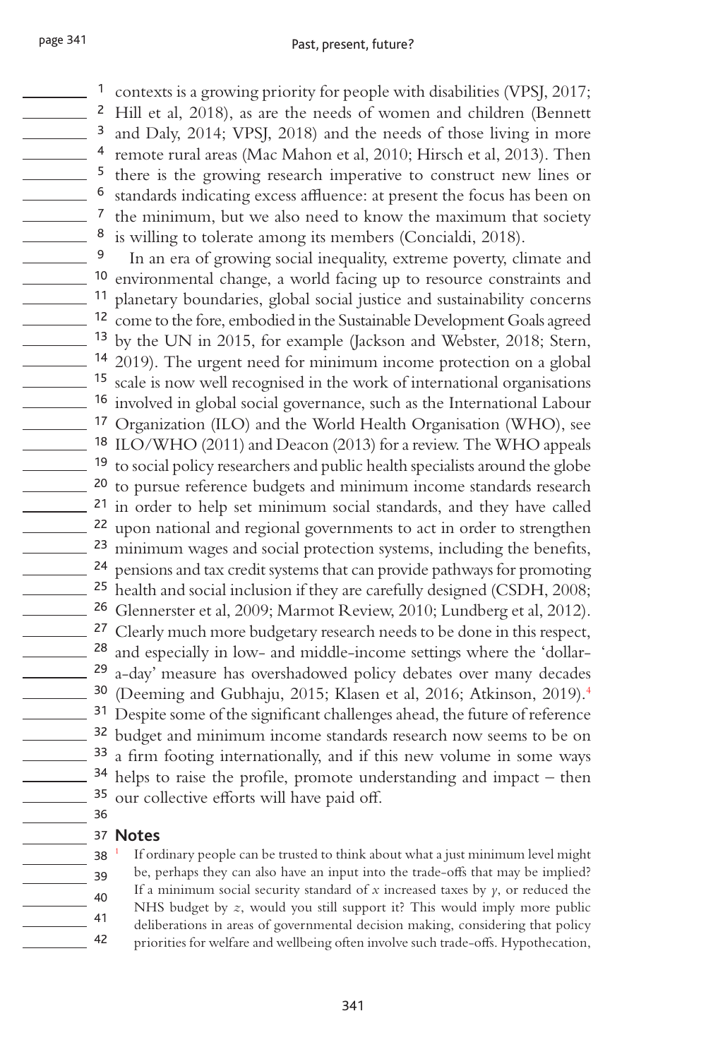contexts is a growing priority for people with disabilities (VPSJ, 2017; Hill et al, 2018), as are the needs of women and children (Bennett and Daly, 2014; VPSJ, 2018) and the needs of those living in more remote rural areas (Mac Mahon et al, 2010; Hirsch et al, 2013). Then there is the growing research imperative to construct new lines or standards indicating excess affluence: at present the focus has been on the minimum, but we also need to know the maximum that society is willing to tolerate among its members (Concialdi, 2018).

In an era of growing social inequality, extreme poverty, climate and environmental change, a world facing up to resource constraints and planetary boundaries, global social justice and sustainability concerns come to the fore, embodied in the Sustainable Development Goals agreed by the UN in 2015, for example (Jackson and Webster, 2018; Stern, 2019). The urgent need for minimum income protection on a global scale is now well recognised in the work of international organisations involved in global social governance, such as the International Labour Organization (ILO) and the World Health Organisation (WHO), see ILO/WHO (2011) and Deacon (2013) for a review. The WHO appeals to social policy researchers and public health specialists around the globe to pursue reference budgets and minimum income standards research in order to help set minimum social standards, and they have called upon national and regional governments to act in order to strengthen minimum wages and social protection systems, including the benefits, pensions and tax credit systems that can provide pathways for promoting health and social inclusion if they are carefully designed (CSDH, 2008; Glennerster et al, 2009; Marmot Review, 2010; Lundberg et al, 2012). Clearly much more budgetary research needs to be done in this respect, and especially in low- and middle-income settings where the 'dollar-a-day' measure has overshadowed policy debates over many decades (Deeming and Gubhaju, 2015; Klasen et al, 2016; Atkinson, 2019).[4] Despite some of the significant challenges ahead, the future of reference budget and minimum income standards research now seems to be on a firm footing internationally, and if this new volume in some ways helps to raise the profile, promote understanding and impact – then our collective efforts will have paid off.

## Notes

[1] If ordinary people can be trusted to think about what a just minimum level might be, perhaps they can also have an input into the trade-offs that may be implied? If a minimum social security standard of *x* increased taxes by *y*, or reduced the NHS budget by *z*, would you still support it? This would imply more public deliberations in areas of governmental decision making, considering that policy priorities for welfare and wellbeing often involve such trade-offs. Hypothecation,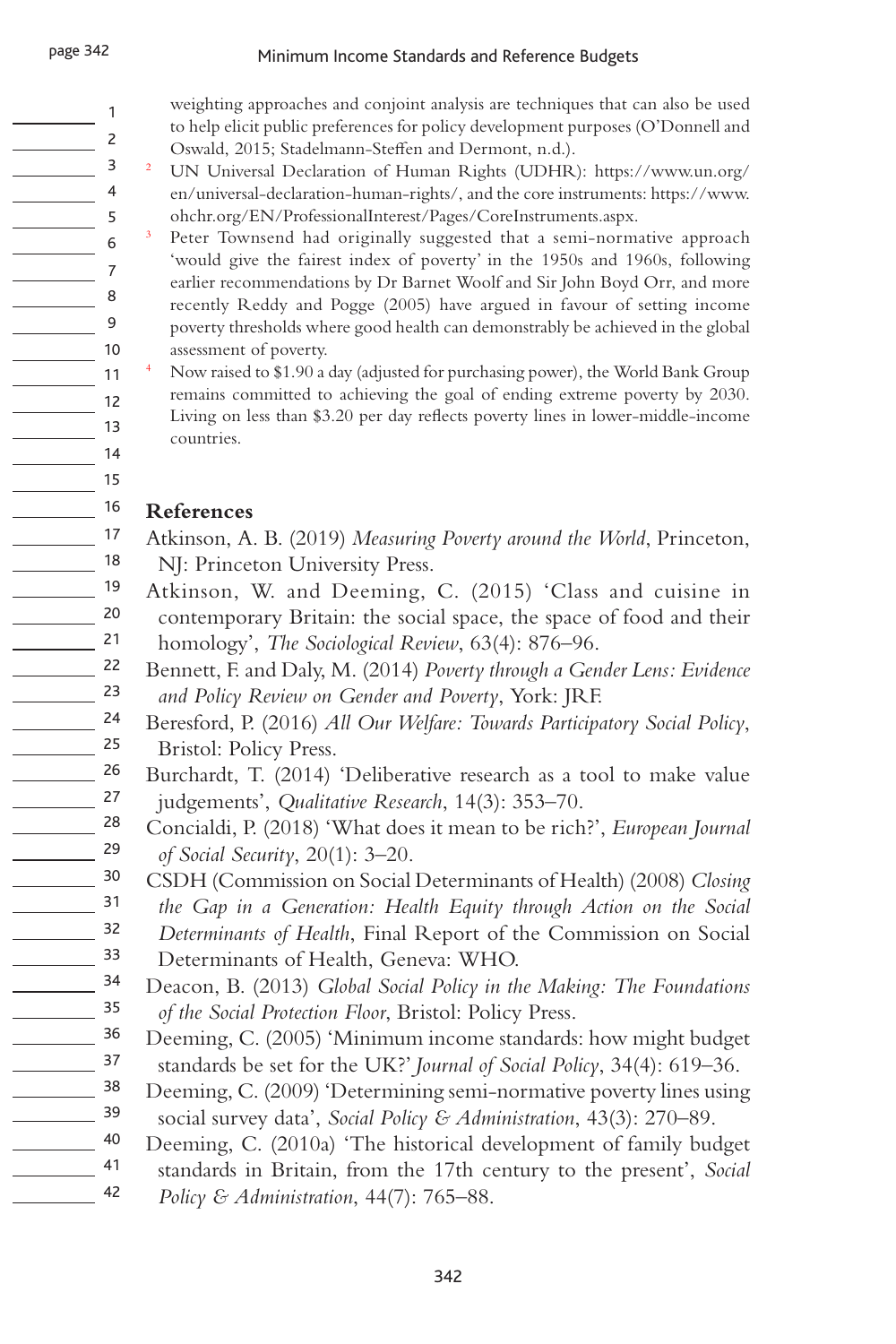weighting approaches and conjoint analysis are techniques that can also be used to help elicit public preferences for policy development purposes (O'Donnell and Oswald, 2015; Stadelmann-Steffen and Dermont, n.d.).

[2] UN Universal Declaration of Human Rights (UDHR): https://www.un.org/en/universal-declaration-human-rights/, and the core instruments: https://www.ohchr.org/EN/ProfessionalInterest/Pages/CoreInstruments.aspx.

[3] Peter Townsend had originally suggested that a semi-normative approach 'would give the fairest index of poverty' in the 1950s and 1960s, following earlier recommendations by Dr Barnet Woolf and Sir John Boyd Orr, and more recently Reddy and Pogge (2005) have argued in favour of setting income poverty thresholds where good health can demonstrably be achieved in the global assessment of poverty.

[4] Now raised to $1.90 a day (adjusted for purchasing power), the World Bank Group remains committed to achieving the goal of ending extreme poverty by 2030. Living on less than $3.20 per day reflects poverty lines in lower-middle-income countries.

## References

Atkinson, A. B. (2019) *Measuring Poverty around the World*, Princeton, NJ: Princeton University Press.

Atkinson, W. and Deeming, C. (2015) 'Class and cuisine in contemporary Britain: the social space, the space of food and their homology', *The Sociological Review*, 63(4): 876–96.

Bennett, F. and Daly, M. (2014) *Poverty through a Gender Lens: Evidence and Policy Review on Gender and Poverty*, York: JRF.

Beresford, P. (2016) *All Our Welfare: Towards Participatory Social Policy*, Bristol: Policy Press.

Burchardt, T. (2014) 'Deliberative research as a tool to make value judgements', *Qualitative Research*, 14(3): 353–70.

Concialdi, P. (2018) 'What does it mean to be rich?', *European Journal of Social Security*, 20(1): 3–20.

CSDH (Commission on Social Determinants of Health) (2008) *Closing the Gap in a Generation: Health Equity through Action on the Social Determinants of Health*, Final Report of the Commission on Social Determinants of Health, Geneva: WHO.

Deacon, B. (2013) *Global Social Policy in the Making: The Foundations of the Social Protection Floor*, Bristol: Policy Press.

Deeming, C. (2005) 'Minimum income standards: how might budget standards be set for the UK?' *Journal of Social Policy*, 34(4): 619–36.

Deeming, C. (2009) 'Determining semi-normative poverty lines using social survey data', *Social Policy & Administration*, 43(3): 270–89.

Deeming, C. (2010a) 'The historical development of family budget standards in Britain, from the 17th century to the present', *Social Policy & Administration*, 44(7): 765–88.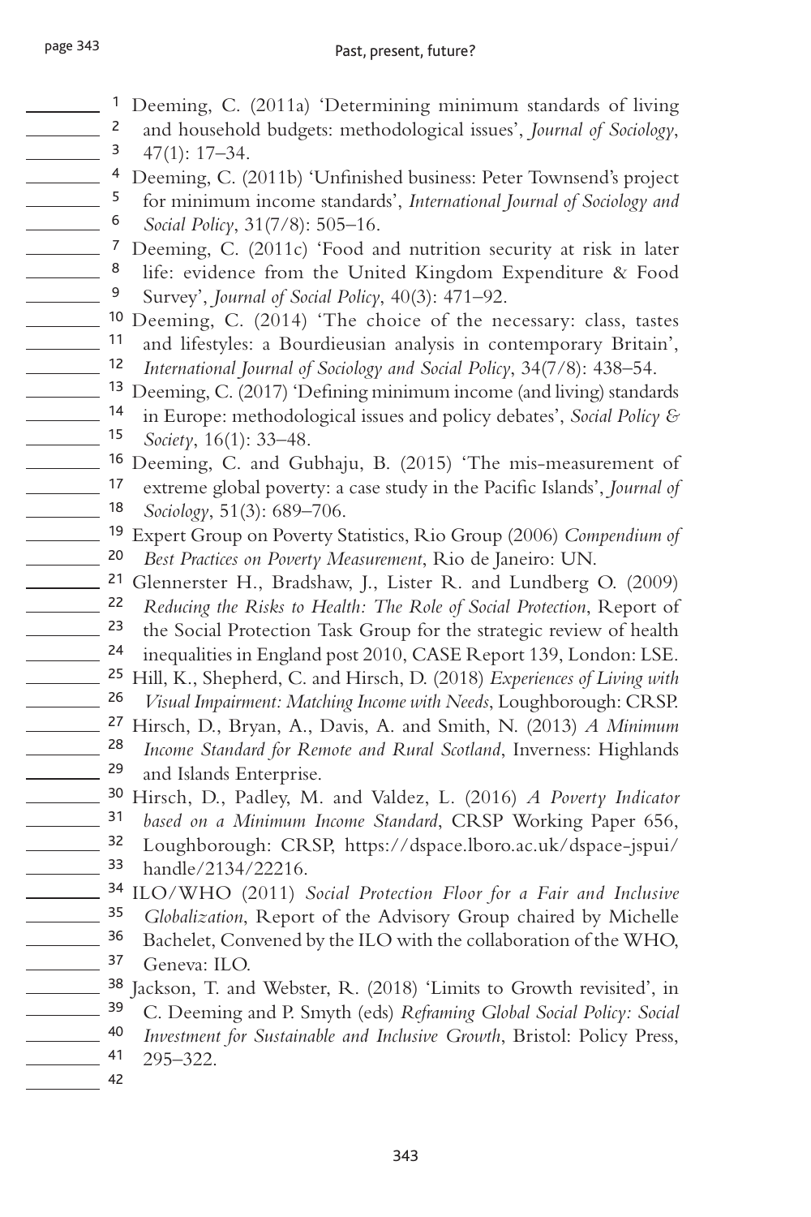Deeming, C. (2011a) 'Determining minimum standards of living and household budgets: methodological issues', *Journal of Sociology*, 47(1): 17–34.

Deeming, C. (2011b) 'Unfinished business: Peter Townsend's project for minimum income standards', *International Journal of Sociology and Social Policy*, 31(7/8): 505–16.

Deeming, C. (2011c) 'Food and nutrition security at risk in later life: evidence from the United Kingdom Expenditure & Food Survey', *Journal of Social Policy*, 40(3): 471–92.

Deeming, C. (2014) 'The choice of the necessary: class, tastes and lifestyles: a Bourdieusian analysis in contemporary Britain', *International Journal of Sociology and Social Policy*, 34(7/8): 438–54.

Deeming, C. (2017) 'Defining minimum income (and living) standards in Europe: methodological issues and policy debates', *Social Policy & Society*, 16(1): 33–48.

Deeming, C. and Gubhaju, B. (2015) 'The mis-measurement of extreme global poverty: a case study in the Pacific Islands', *Journal of Sociology*, 51(3): 689–706.

Expert Group on Poverty Statistics, Rio Group (2006) *Compendium of Best Practices on Poverty Measurement*, Rio de Janeiro: UN.

Glennerster H., Bradshaw, J., Lister R. and Lundberg O. (2009) *Reducing the Risks to Health: The Role of Social Protection*, Report of the Social Protection Task Group for the strategic review of health inequalities in England post 2010, CASE Report 139, London: LSE.

Hill, K., Shepherd, C. and Hirsch, D. (2018) *Experiences of Living with Visual Impairment: Matching Income with Needs*, Loughborough: CRSP.

Hirsch, D., Bryan, A., Davis, A. and Smith, N. (2013) *A Minimum Income Standard for Remote and Rural Scotland*, Inverness: Highlands and Islands Enterprise.

Hirsch, D., Padley, M. and Valdez, L. (2016) *A Poverty Indicator based on a Minimum Income Standard*, CRSP Working Paper 656, Loughborough: CRSP, https://dspace.lboro.ac.uk/dspace-jspui/handle/2134/22216.

ILO/WHO (2011) *Social Protection Floor for a Fair and Inclusive Globalization*, Report of the Advisory Group chaired by Michelle Bachelet, Convened by the ILO with the collaboration of the WHO, Geneva: ILO.

Jackson, T. and Webster, R. (2018) 'Limits to Growth revisited', in C. Deeming and P. Smyth (eds) *Reframing Global Social Policy: Social Investment for Sustainable and Inclusive Growth*, Bristol: Policy Press, 295–322.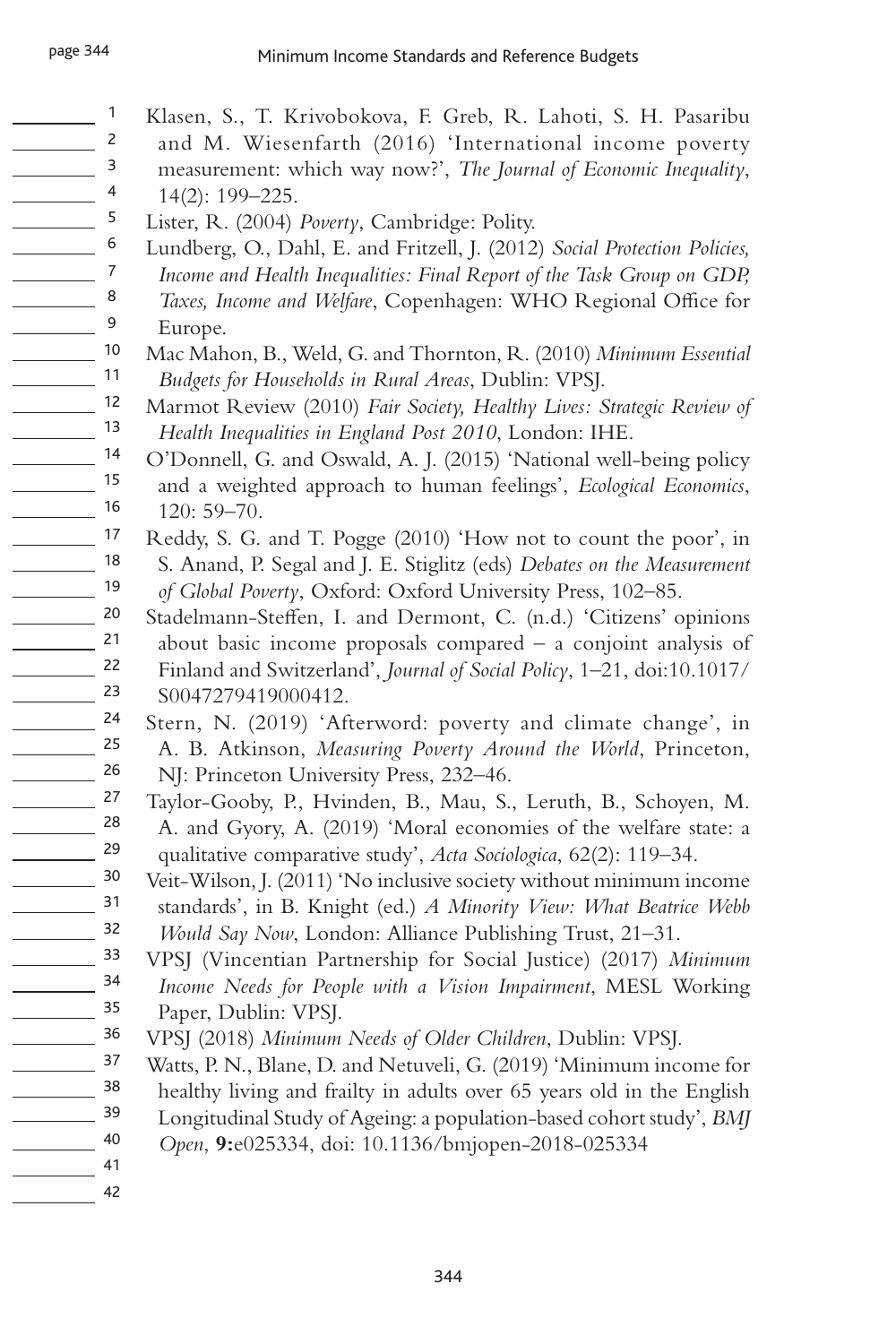Klasen, S., T. Krivobokova, F. Greb, R. Lahoti, S. H. Pasaribu and M. Wiesenfarth (2016) 'International income poverty measurement: which way now?', *The Journal of Economic Inequality*, 14(2): 199–225.

Lister, R. (2004) *Poverty*, Cambridge: Polity.

Lundberg, O., Dahl, E. and Fritzell, J. (2012) *Social Protection Policies, Income and Health Inequalities: Final Report of the Task Group on GDP, Taxes, Income and Welfare*, Copenhagen: WHO Regional Office for Europe.

Mac Mahon, B., Weld, G. and Thornton, R. (2010) *Minimum Essential Budgets for Households in Rural Areas*, Dublin: VPSJ.

Marmot Review (2010) *Fair Society, Healthy Lives: Strategic Review of Health Inequalities in England Post 2010*, London: IHE.

O'Donnell, G. and Oswald, A. J. (2015) 'National well-being policy and a weighted approach to human feelings', *Ecological Economics*, 120: 59–70.

Reddy, S. G. and T. Pogge (2010) 'How not to count the poor', in S. Anand, P. Segal and J. E. Stiglitz (eds) *Debates on the Measurement of Global Poverty*, Oxford: Oxford University Press, 102–85.

Stadelmann-Steffen, I. and Dermont, C. (n.d.) 'Citizens' opinions about basic income proposals compared – a conjoint analysis of Finland and Switzerland', *Journal of Social Policy*, 1–21, doi:10.1017/S0047279419000412.

Stern, N. (2019) 'Afterword: poverty and climate change', in A. B. Atkinson, *Measuring Poverty Around the World*, Princeton, NJ: Princeton University Press, 232–46.

Taylor-Gooby, P., Hvinden, B., Mau, S., Leruth, B., Schoyen, M. A. and Gyory, A. (2019) 'Moral economies of the welfare state: a qualitative comparative study', *Acta Sociologica*, 62(2): 119–34.

Veit-Wilson, J. (2011) 'No inclusive society without minimum income standards', in B. Knight (ed.) *A Minority View: What Beatrice Webb Would Say Now*, London: Alliance Publishing Trust, 21–31.

VPSJ (Vincentian Partnership for Social Justice) (2017) *Minimum Income Needs for People with a Vision Impairment*, MESL Working Paper, Dublin: VPSJ.

VPSJ (2018) *Minimum Needs of Older Children*, Dublin: VPSJ.

Watts, P. N., Blane, D. and Netuveli, G. (2019) 'Minimum income for healthy living and frailty in adults over 65 years old in the English Longitudinal Study of Ageing: a population-based cohort study', *BMJ Open*, **9:**e025334, doi: 10.1136/bmjopen-2018-025334